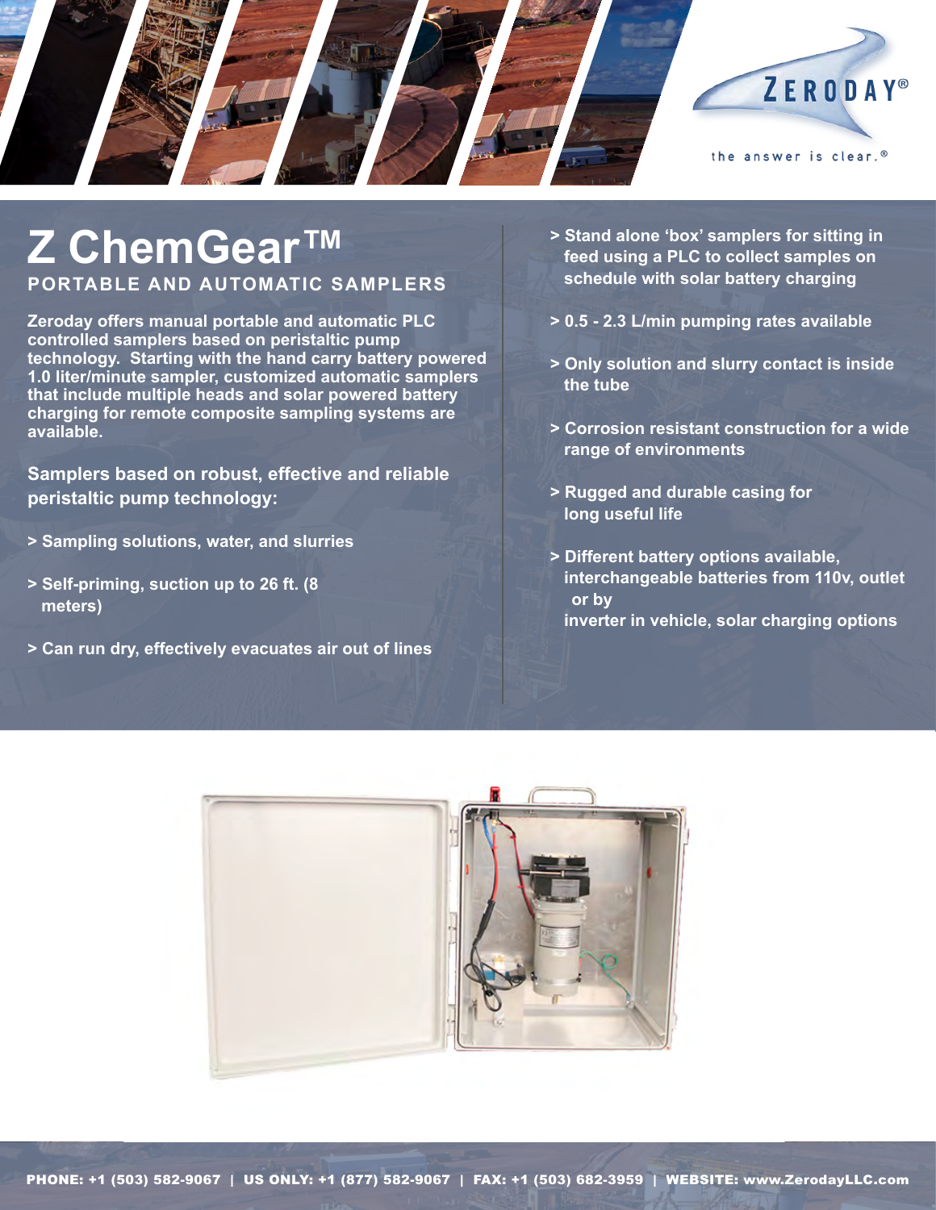ZERODAY®

the answer is clear.®

# Z ChemGear™

## PORTABLE AND AUTOMATIC SAMPLERS

**Zeroday offers manual portable and automatic PLC controlled samplers based on peristaltic pump technology. Starting with the hand carry battery powered 1.0 liter/minute sampler, customized automatic samplers that include multiple heads and solar powered battery charging for remote composite sampling systems are available.**

**Samplers based on robust, effective and reliable peristaltic pump technology:**

**> Sampling solutions, water, and slurries**

**> Self-priming, suction up to 26 ft. (8 meters)**

**> Can run dry, effectively evacuates air out of lines**

**> Stand alone 'box' samplers for sitting in feed using a PLC to collect samples on schedule with solar battery charging**

**> 0.5 - 2.3 L/min pumping rates available**

**> Only solution and slurry contact is inside the tube**

**> Corrosion resistant construction for a wide range of environments**

**> Rugged and durable casing for long useful life**

**> Different battery options available, interchangeable batteries from 110v, outlet or by inverter in vehicle, solar charging options**

**PHONE: +1 (503) 582-9067 | US ONLY: +1 (877) 582-9067 | FAX: +1 (503) 682-3959 | WEBSITE: www.ZerodayLLC.com**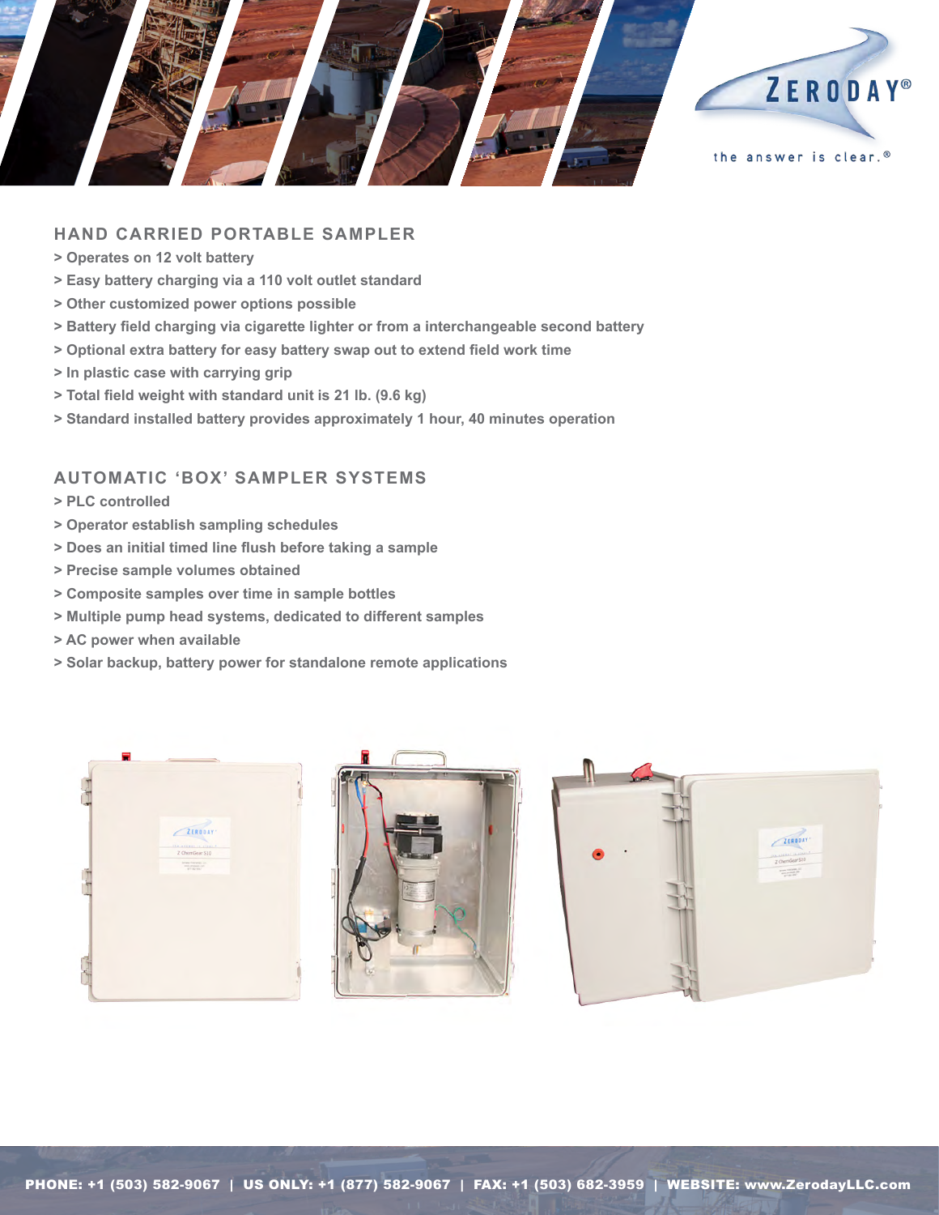ZERODAY®

the answer is clear.®

## HAND CARRIED PORTABLE SAMPLER

> Operates on 12 volt battery
> Easy battery charging via a 110 volt outlet standard
> Other customized power options possible
> Battery field charging via cigarette lighter or from a interchangeable second battery
> Optional extra battery for easy battery swap out to extend field work time
> In plastic case with carrying grip
> Total field weight with standard unit is 21 lb. (9.6 kg)
> Standard installed battery provides approximately 1 hour, 40 minutes operation

## AUTOMATIC 'BOX' SAMPLER SYSTEMS

> PLC controlled
> Operator establish sampling schedules
> Does an initial timed line flush before taking a sample
> Precise sample volumes obtained
> Composite samples over time in sample bottles
> Multiple pump head systems, dedicated to different samples
> AC power when available
> Solar backup, battery power for standalone remote applications

PHONE: +1 (503) 582-9067 | US ONLY: +1 (877) 582-9067 | FAX: +1 (503) 682-3959 | WEBSITE: www.ZerodayLLC.com